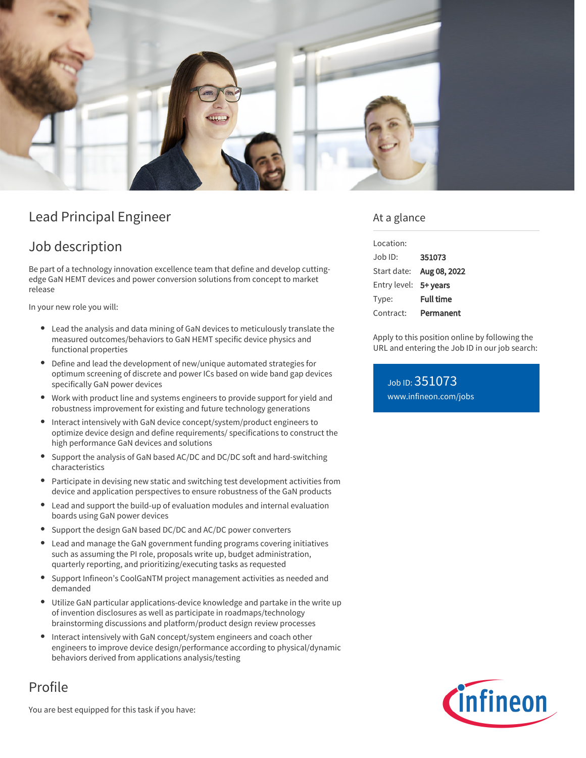# Lead Principal Engineer

## Job description

Be part of a technology innovation excellence team that define and develop cutting-edge GaN HEMT devices and power conversion solutions from concept to market release

In your new role you will:

- Lead the analysis and data mining of GaN devices to meticulously translate the measured outcomes/behaviors to GaN HEMT specific device physics and functional properties
- Define and lead the development of new/unique automated strategies for optimum screening of discrete and power ICs based on wide band gap devices specifically GaN power devices
- Work with product line and systems engineers to provide support for yield and robustness improvement for existing and future technology generations
- Interact intensively with GaN device concept/system/product engineers to optimize device design and define requirements/ specifications to construct the high performance GaN devices and solutions
- Support the analysis of GaN based AC/DC and DC/DC soft and hard-switching characteristics
- Participate in devising new static and switching test development activities from device and application perspectives to ensure robustness of the GaN products
- Lead and support the build-up of evaluation modules and internal evaluation boards using GaN power devices
- Support the design GaN based DC/DC and AC/DC power converters
- Lead and manage the GaN government funding programs covering initiatives such as assuming the PI role, proposals write up, budget administration, quarterly reporting, and prioritizing/executing tasks as requested
- Support Infineon's CoolGaNTM project management activities as needed and demanded
- Utilize GaN particular applications-device knowledge and partake in the write up of invention disclosures as well as participate in roadmaps/technology brainstorming discussions and platform/product design review processes
- Interact intensively with GaN concept/system engineers and coach other engineers to improve device design/performance according to physical/dynamic behaviors derived from applications analysis/testing

## Profile

You are best equipped for this task if you have:

## At a glance

| | |
|---|---|
| Location: | |
| Job ID: | **351073** |
| Start date: | **Aug 08, 2022** |
| Entry level: | **5+ years** |
| Type: | **Full time** |
| Contract: | **Permanent** |

Apply to this position online by following the URL and entering the Job ID in our job search:

Job ID: 351073
www.infineon.com/jobs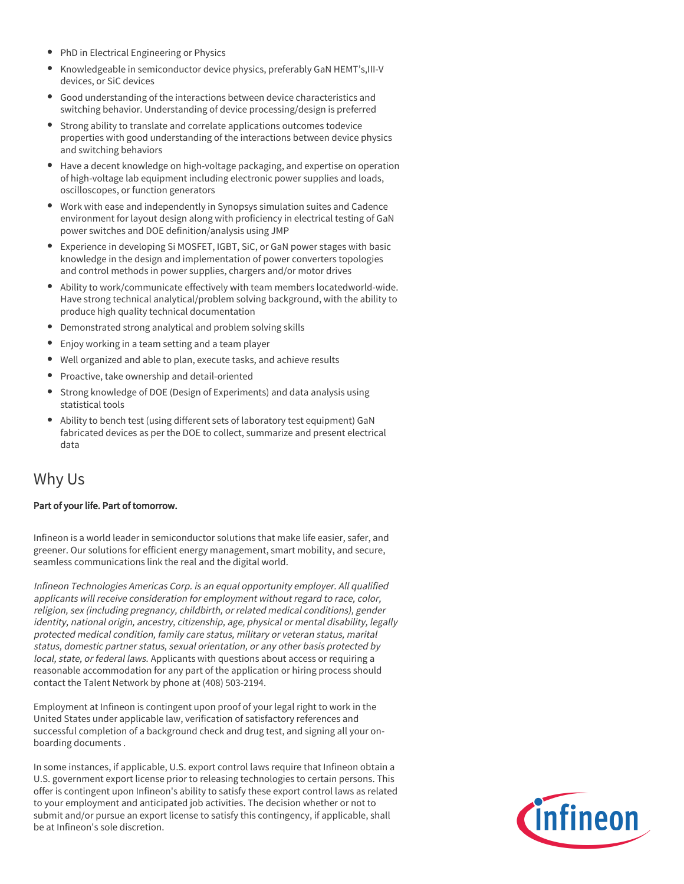- PhD in Electrical Engineering or Physics
- Knowledgeable in semiconductor device physics, preferably GaN HEMT's,III-V devices, or SiC devices
- Good understanding of the interactions between device characteristics and switching behavior. Understanding of device processing/design is preferred
- Strong ability to translate and correlate applications outcomes todevice properties with good understanding of the interactions between device physics and switching behaviors
- Have a decent knowledge on high-voltage packaging, and expertise on operation of high-voltage lab equipment including electronic power supplies and loads, oscilloscopes, or function generators
- Work with ease and independently in Synopsys simulation suites and Cadence environment for layout design along with proficiency in electrical testing of GaN power switches and DOE definition/analysis using JMP
- Experience in developing Si MOSFET, IGBT, SiC, or GaN power stages with basic knowledge in the design and implementation of power converters topologies and control methods in power supplies, chargers and/or motor drives
- Ability to work/communicate effectively with team members locatedworld-wide. Have strong technical analytical/problem solving background, with the ability to produce high quality technical documentation
- Demonstrated strong analytical and problem solving skills
- Enjoy working in a team setting and a team player
- Well organized and able to plan, execute tasks, and achieve results
- Proactive, take ownership and detail-oriented
- Strong knowledge of DOE (Design of Experiments) and data analysis using statistical tools
- Ability to bench test (using different sets of laboratory test equipment) GaN fabricated devices as per the DOE to collect, summarize and present electrical data

## Why Us

**Part of your life. Part of tomorrow.**

Infineon is a world leader in semiconductor solutions that make life easier, safer, and greener. Our solutions for efficient energy management, smart mobility, and secure, seamless communications link the real and the digital world.

*Infineon Technologies Americas Corp. is an equal opportunity employer. All qualified applicants will receive consideration for employment without regard to race, color, religion, sex (including pregnancy, childbirth, or related medical conditions), gender identity, national origin, ancestry, citizenship, age, physical or mental disability, legally protected medical condition, family care status, military or veteran status, marital status, domestic partner status, sexual orientation, or any other basis protected by local, state, or federal laws.* Applicants with questions about access or requiring a reasonable accommodation for any part of the application or hiring process should contact the Talent Network by phone at (408) 503-2194.

Employment at Infineon is contingent upon proof of your legal right to work in the United States under applicable law, verification of satisfactory references and successful completion of a background check and drug test, and signing all your on-boarding documents .

In some instances, if applicable, U.S. export control laws require that Infineon obtain a U.S. government export license prior to releasing technologies to certain persons. This offer is contingent upon Infineon's ability to satisfy these export control laws as related to your employment and anticipated job activities. The decision whether or not to submit and/or pursue an export license to satisfy this contingency, if applicable, shall be at Infineon's sole discretion.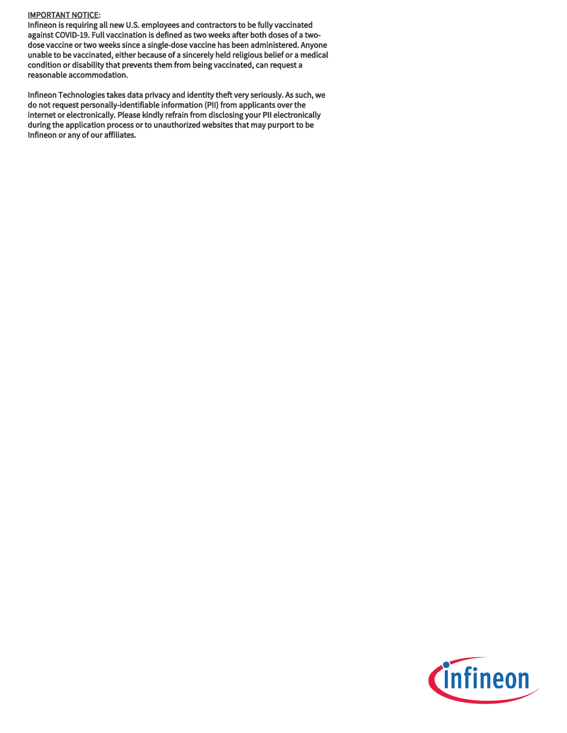<u>IMPORTANT NOTICE</u>:
Infineon is requiring all new U.S. employees and contractors to be fully vaccinated against COVID-19. Full vaccination is defined as two weeks after both doses of a two-dose vaccine or two weeks since a single-dose vaccine has been administered. Anyone unable to be vaccinated, either because of a sincerely held religious belief or a medical condition or disability that prevents them from being vaccinated, can request a reasonable accommodation.

Infineon Technologies takes data privacy and identity theft very seriously. As such, we do not request personally-identifiable information (PII) from applicants over the internet or electronically. Please kindly refrain from disclosing your PII electronically during the application process or to unauthorized websites that may purport to be Infineon or any of our affiliates.